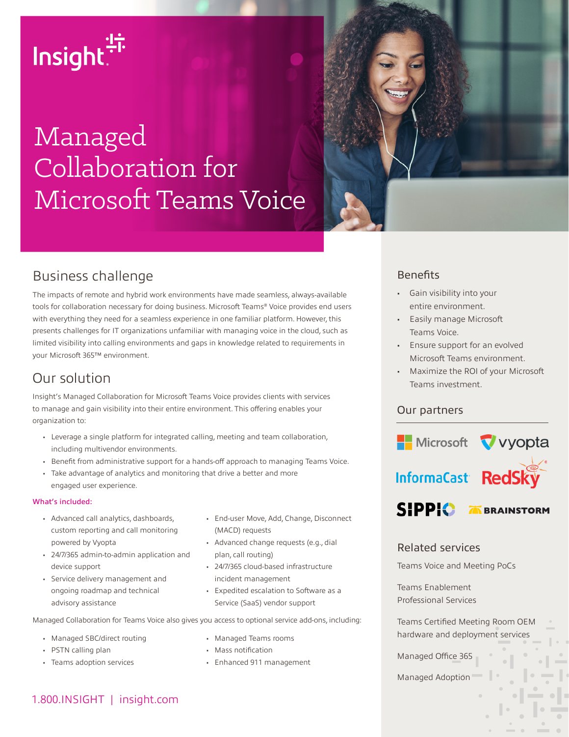Insight

# Managed Collaboration for Microsoft Teams Voice

## Business challenge

The impacts of remote and hybrid work environments have made seamless, always-available tools for collaboration necessary for doing business. Microsoft Teams® Voice provides end users with everything they need for a seamless experience in one familiar platform. However, this presents challenges for IT organizations unfamiliar with managing voice in the cloud, such as limited visibility into calling environments and gaps in knowledge related to requirements in your Microsoft 365™ environment.

## Our solution

Insight's Managed Collaboration for Microsoft Teams Voice provides clients with services to manage and gain visibility into their entire environment. This offering enables your organization to:

- Leverage a single platform for integrated calling, meeting and team collaboration, including multivendor environments.
- Benefit from administrative support for a hands-off approach to managing Teams Voice.
- Take advantage of analytics and monitoring that drive a better and more engaged user experience.

**What's included:**

- Advanced call analytics, dashboards, custom reporting and call monitoring powered by Vyopta
- 24/7/365 admin-to-admin application and device support
- Service delivery management and ongoing roadmap and technical advisory assistance
- End-user Move, Add, Change, Disconnect (MACD) requests
- Advanced change requests (e.g., dial plan, call routing)
- 24/7/365 cloud-based infrastructure incident management
- Expedited escalation to Software as a Service (SaaS) vendor support

Managed Collaboration for Teams Voice also gives you access to optional service add-ons, including:

- Managed SBC/direct routing
- PSTN calling plan
- Teams adoption services
- Managed Teams rooms
- Mass notification
- Enhanced 911 management

1.800.INSIGHT | insight.com

## Benefits

- Gain visibility into your entire environment.
- Easily manage Microsoft Teams Voice.
- Ensure support for an evolved Microsoft Teams environment.
- Maximize the ROI of your Microsoft Teams investment.

## Our partners

Microsoft, vyopta, InformaCast, RedSky, SIPPIO, BRAINSTORM

## Related services

Teams Voice and Meeting PoCs

Teams Enablement Professional Services

Teams Certified Meeting Room OEM hardware and deployment services

Managed Office 365

Managed Adoption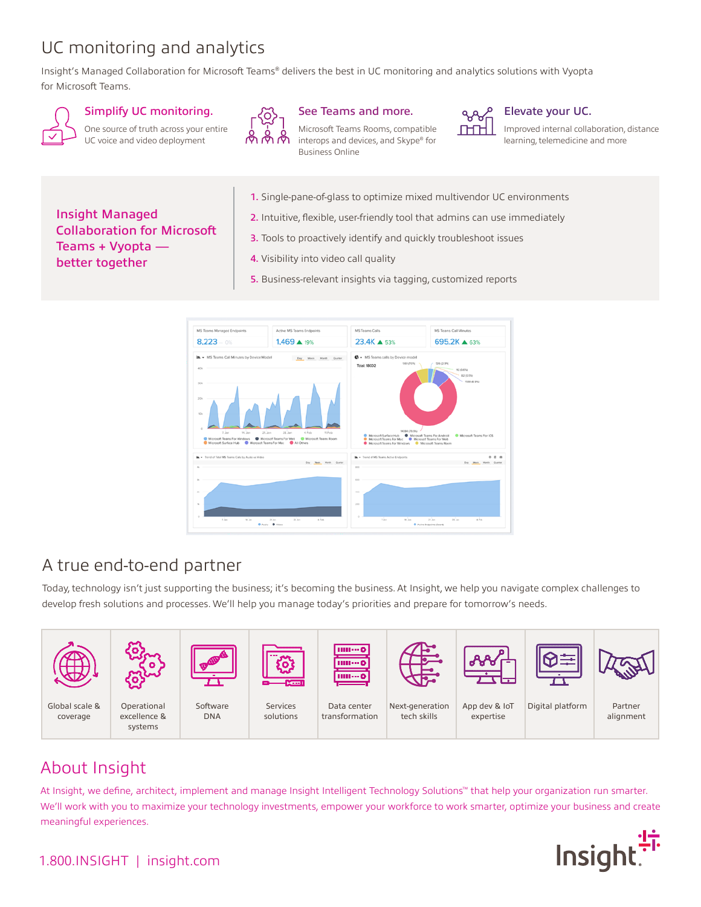# UC monitoring and analytics

Insight's Managed Collaboration for Microsoft Teams® delivers the best in UC monitoring and analytics solutions with Vyopta for Microsoft Teams.

### Simplify UC monitoring.

One source of truth across your entire UC voice and video deployment

### See Teams and more.

Microsoft Teams Rooms, compatible interops and devices, and Skype® for Business Online

### Elevate your UC.

Improved internal collaboration, distance learning, telemedicine and more

## Insight Managed Collaboration for Microsoft Teams + Vyopta — better together

1. Single-pane-of-glass to optimize mixed multivendor UC environments
2. Intuitive, flexible, user-friendly tool that admins can use immediately
3. Tools to proactively identify and quickly troubleshoot issues
4. Visibility into video call quality
5. Business-relevant insights via tagging, customized reports

# A true end-to-end partner

Today, technology isn't just supporting the business; it's becoming the business. At Insight, we help you navigate complex challenges to develop fresh solutions and processes. We'll help you manage today's priorities and prepare for tomorrow's needs.

- Global scale & coverage
- Operational excellence & systems
- Software DNA
- Services solutions
- Data center transformation
- Next-generation tech skills
- App dev & IoT expertise
- Digital platform
- Partner alignment

## About Insight

At Insight, we define, architect, implement and manage Insight Intelligent Technology Solutions™ that help your organization run smarter. We'll work with you to maximize your technology investments, empower your workforce to work smarter, optimize your business and create meaningful experiences.

1.800.INSIGHT | insight.com